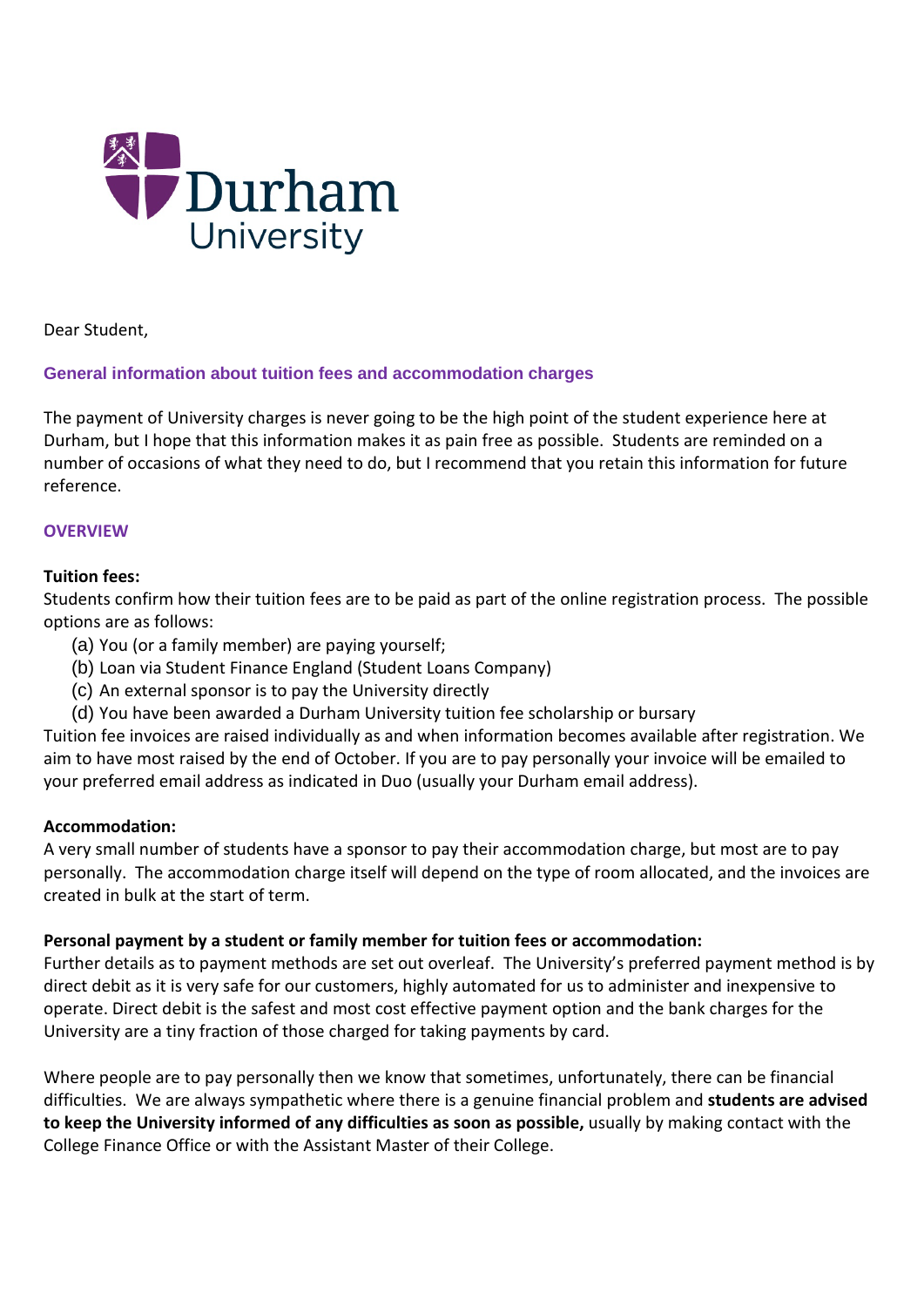Dear Student,

## General information about tuition fees and accommodation charges

The payment of University charges is never going to be the high point of the student experience here at Durham, but I hope that this information makes it as pain free as possible. Students are reminded on a number of occasions of what they need to do, but I recommend that you retain this information for future reference.

### OVERVIEW

**Tuition fees:**
Students confirm how their tuition fees are to be paid as part of the online registration process. The possible options are as follows:

(a) You (or a family member) are paying yourself;
(b) Loan via Student Finance England (Student Loans Company)
(c) An external sponsor is to pay the University directly
(d) You have been awarded a Durham University tuition fee scholarship or bursary

Tuition fee invoices are raised individually as and when information becomes available after registration. We aim to have most raised by the end of October. If you are to pay personally your invoice will be emailed to your preferred email address as indicated in Duo (usually your Durham email address).

**Accommodation:**
A very small number of students have a sponsor to pay their accommodation charge, but most are to pay personally. The accommodation charge itself will depend on the type of room allocated, and the invoices are created in bulk at the start of term.

**Personal payment by a student or family member for tuition fees or accommodation:**
Further details as to payment methods are set out overleaf. The University's preferred payment method is by direct debit as it is very safe for our customers, highly automated for us to administer and inexpensive to operate. Direct debit is the safest and most cost effective payment option and the bank charges for the University are a tiny fraction of those charged for taking payments by card.

Where people are to pay personally then we know that sometimes, unfortunately, there can be financial difficulties. We are always sympathetic where there is a genuine financial problem and **students are advised to keep the University informed of any difficulties as soon as possible,** usually by making contact with the College Finance Office or with the Assistant Master of their College.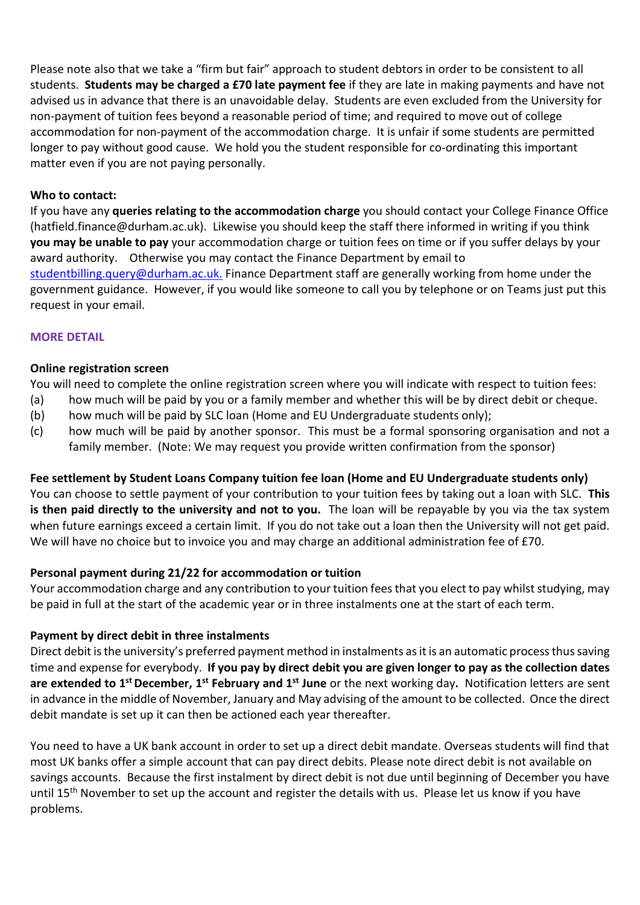Please note also that we take a "firm but fair" approach to student debtors in order to be consistent to all students. **Students may be charged a £70 late payment fee** if they are late in making payments and have not advised us in advance that there is an unavoidable delay. Students are even excluded from the University for non-payment of tuition fees beyond a reasonable period of time; and required to move out of college accommodation for non-payment of the accommodation charge. It is unfair if some students are permitted longer to pay without good cause. We hold you the student responsible for co-ordinating this important matter even if you are not paying personally.

**Who to contact:**

If you have any **queries relating to the accommodation charge** you should contact your College Finance Office (hatfield.finance@durham.ac.uk). Likewise you should keep the staff there informed in writing if you think **you may be unable to pay** your accommodation charge or tuition fees on time or if you suffer delays by your award authority. Otherwise you may contact the Finance Department by email to studentbilling.query@durham.ac.uk. Finance Department staff are generally working from home under the government guidance. However, if you would like someone to call you by telephone or on Teams just put this request in your email.

## MORE DETAIL

**Online registration screen**

You will need to complete the online registration screen where you will indicate with respect to tuition fees:

(a) how much will be paid by you or a family member and whether this will be by direct debit or cheque.

(b) how much will be paid by SLC loan (Home and EU Undergraduate students only);

(c) how much will be paid by another sponsor. This must be a formal sponsoring organisation and not a family member. (Note: We may request you provide written confirmation from the sponsor)

**Fee settlement by Student Loans Company tuition fee loan (Home and EU Undergraduate students only)**

You can choose to settle payment of your contribution to your tuition fees by taking out a loan with SLC. **This is then paid directly to the university and not to you.** The loan will be repayable by you via the tax system when future earnings exceed a certain limit. If you do not take out a loan then the University will not get paid. We will have no choice but to invoice you and may charge an additional administration fee of £70.

**Personal payment during 21/22 for accommodation or tuition**

Your accommodation charge and any contribution to your tuition fees that you elect to pay whilst studying, may be paid in full at the start of the academic year or in three instalments one at the start of each term.

**Payment by direct debit in three instalments**

Direct debit is the university's preferred payment method in instalments as it is an automatic process thus saving time and expense for everybody. **If you pay by direct debit you are given longer to pay as the collection dates are extended to 1st December, 1st February and 1st June** or the next working day**.** Notification letters are sent in advance in the middle of November, January and May advising of the amount to be collected. Once the direct debit mandate is set up it can then be actioned each year thereafter.

You need to have a UK bank account in order to set up a direct debit mandate. Overseas students will find that most UK banks offer a simple account that can pay direct debits. Please note direct debit is not available on savings accounts. Because the first instalment by direct debit is not due until beginning of December you have until 15th November to set up the account and register the details with us. Please let us know if you have problems.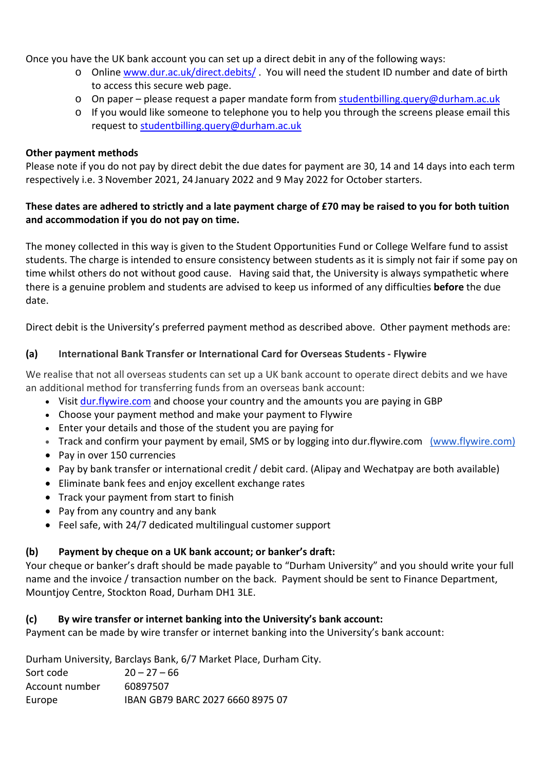Once you have the UK bank account you can set up a direct debit in any of the following ways:

- Online www.dur.ac.uk/direct.debits/ . You will need the student ID number and date of birth to access this secure web page.
- On paper – please request a paper mandate form from studentbilling.query@durham.ac.uk
- If you would like someone to telephone you to help you through the screens please email this request to studentbilling.query@durham.ac.uk

**Other payment methods**

Please note if you do not pay by direct debit the due dates for payment are 30, 14 and 14 days into each term respectively i.e. 3 November 2021, 24 January 2022 and 9 May 2022 for October starters.

**These dates are adhered to strictly and a late payment charge of £70 may be raised to you for both tuition and accommodation if you do not pay on time.**

The money collected in this way is given to the Student Opportunities Fund or College Welfare fund to assist students. The charge is intended to ensure consistency between students as it is simply not fair if some pay on time whilst others do not without good cause. Having said that, the University is always sympathetic where there is a genuine problem and students are advised to keep us informed of any difficulties **before** the due date.

Direct debit is the University's preferred payment method as described above. Other payment methods are:

**(a) International Bank Transfer or International Card for Overseas Students - Flywire**

We realise that not all overseas students can set up a UK bank account to operate direct debits and we have an additional method for transferring funds from an overseas bank account:

- Visit dur.flywire.com and choose your country and the amounts you are paying in GBP
- Choose your payment method and make your payment to Flywire
- Enter your details and those of the student you are paying for
- Track and confirm your payment by email, SMS or by logging into dur.flywire.com (www.flywire.com)
- Pay in over 150 currencies
- Pay by bank transfer or international credit / debit card. (Alipay and Wechatpay are both available)
- Eliminate bank fees and enjoy excellent exchange rates
- Track your payment from start to finish
- Pay from any country and any bank
- Feel safe, with 24/7 dedicated multilingual customer support

**(b) Payment by cheque on a UK bank account; or banker's draft:**

Your cheque or banker's draft should be made payable to "Durham University" and you should write your full name and the invoice / transaction number on the back. Payment should be sent to Finance Department, Mountjoy Centre, Stockton Road, Durham DH1 3LE.

**(c) By wire transfer or internet banking into the University's bank account:**

Payment can be made by wire transfer or internet banking into the University's bank account:

Durham University, Barclays Bank, 6/7 Market Place, Durham City.

| | |
|---|---|
| Sort code | 20 – 27 – 66 |
| Account number | 60897507 |
| Europe | IBAN GB79 BARC 2027 6660 8975 07 |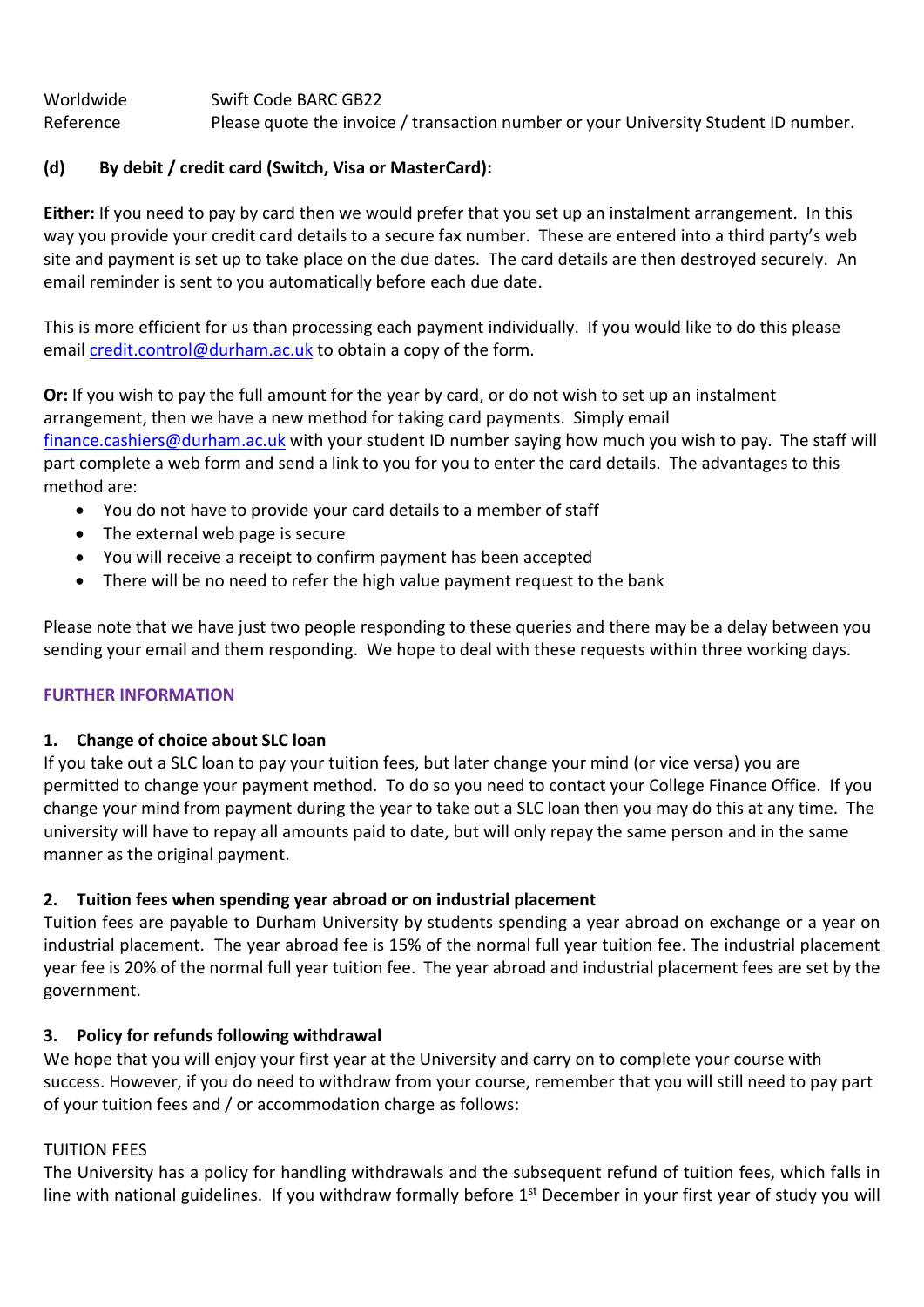| | |
|---|---|
| Worldwide | Swift Code BARC GB22 |
| Reference | Please quote the invoice / transaction number or your University Student ID number. |

**(d) By debit / credit card (Switch, Visa or MasterCard):**

**Either:** If you need to pay by card then we would prefer that you set up an instalment arrangement. In this way you provide your credit card details to a secure fax number. These are entered into a third party's web site and payment is set up to take place on the due dates. The card details are then destroyed securely. An email reminder is sent to you automatically before each due date.

This is more efficient for us than processing each payment individually. If you would like to do this please email credit.control@durham.ac.uk to obtain a copy of the form.

**Or:** If you wish to pay the full amount for the year by card, or do not wish to set up an instalment arrangement, then we have a new method for taking card payments. Simply email finance.cashiers@durham.ac.uk with your student ID number saying how much you wish to pay. The staff will part complete a web form and send a link to you for you to enter the card details. The advantages to this method are:

- You do not have to provide your card details to a member of staff
- The external web page is secure
- You will receive a receipt to confirm payment has been accepted
- There will be no need to refer the high value payment request to the bank

Please note that we have just two people responding to these queries and there may be a delay between you sending your email and them responding. We hope to deal with these requests within three working days.

## FURTHER INFORMATION

### 1. Change of choice about SLC loan

If you take out a SLC loan to pay your tuition fees, but later change your mind (or vice versa) you are permitted to change your payment method. To do so you need to contact your College Finance Office. If you change your mind from payment during the year to take out a SLC loan then you may do this at any time. The university will have to repay all amounts paid to date, but will only repay the same person and in the same manner as the original payment.

### 2. Tuition fees when spending year abroad or on industrial placement

Tuition fees are payable to Durham University by students spending a year abroad on exchange or a year on industrial placement. The year abroad fee is 15% of the normal full year tuition fee. The industrial placement year fee is 20% of the normal full year tuition fee. The year abroad and industrial placement fees are set by the government.

### 3. Policy for refunds following withdrawal

We hope that you will enjoy your first year at the University and carry on to complete your course with success. However, if you do need to withdraw from your course, remember that you will still need to pay part of your tuition fees and / or accommodation charge as follows:

TUITION FEES

The University has a policy for handling withdrawals and the subsequent refund of tuition fees, which falls in line with national guidelines. If you withdraw formally before 1st December in your first year of study you will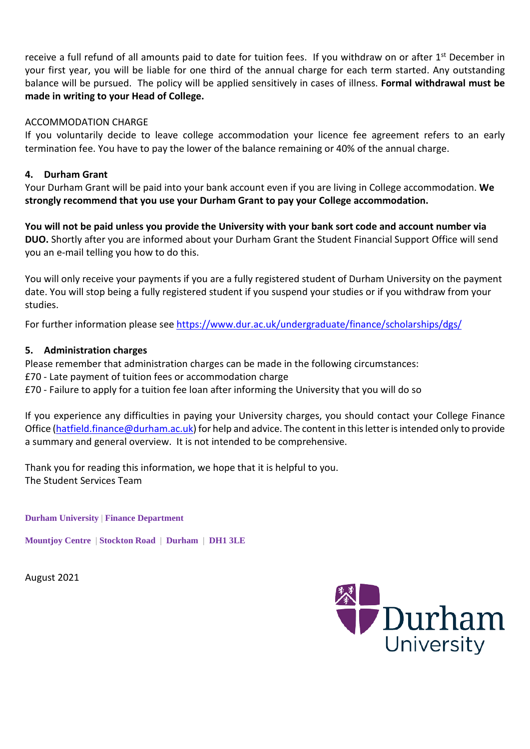receive a full refund of all amounts paid to date for tuition fees. If you withdraw on or after 1st December in your first year, you will be liable for one third of the annual charge for each term started. Any outstanding balance will be pursued. The policy will be applied sensitively in cases of illness. **Formal withdrawal must be made in writing to your Head of College.**

ACCOMMODATION CHARGE

If you voluntarily decide to leave college accommodation your licence fee agreement refers to an early termination fee. You have to pay the lower of the balance remaining or 40% of the annual charge.

### 4. Durham Grant

Your Durham Grant will be paid into your bank account even if you are living in College accommodation. **We strongly recommend that you use your Durham Grant to pay your College accommodation.**

**You will not be paid unless you provide the University with your bank sort code and account number via DUO.** Shortly after you are informed about your Durham Grant the Student Financial Support Office will send you an e-mail telling you how to do this.

You will only receive your payments if you are a fully registered student of Durham University on the payment date. You will stop being a fully registered student if you suspend your studies or if you withdraw from your studies.

For further information please see [https://www.dur.ac.uk/undergraduate/finance/scholarships/dgs/](https://www.dur.ac.uk/undergraduate/finance/scholarships/dgs/)

### 5. Administration charges

Please remember that administration charges can be made in the following circumstances:

£70 - Late payment of tuition fees or accommodation charge

£70 - Failure to apply for a tuition fee loan after informing the University that you will do so

If you experience any difficulties in paying your University charges, you should contact your College Finance Office ([hatfield.finance@durham.ac.uk](mailto:hatfield.finance@durham.ac.uk)) for help and advice. The content in this letter is intended only to provide a summary and general overview. It is not intended to be comprehensive.

Thank you for reading this information, we hope that it is helpful to you.

The Student Services Team

**Durham University | Finance Department**

**Mountjoy Centre | Stockton Road | Durham | DH1 3LE**

August 2021

Durham University